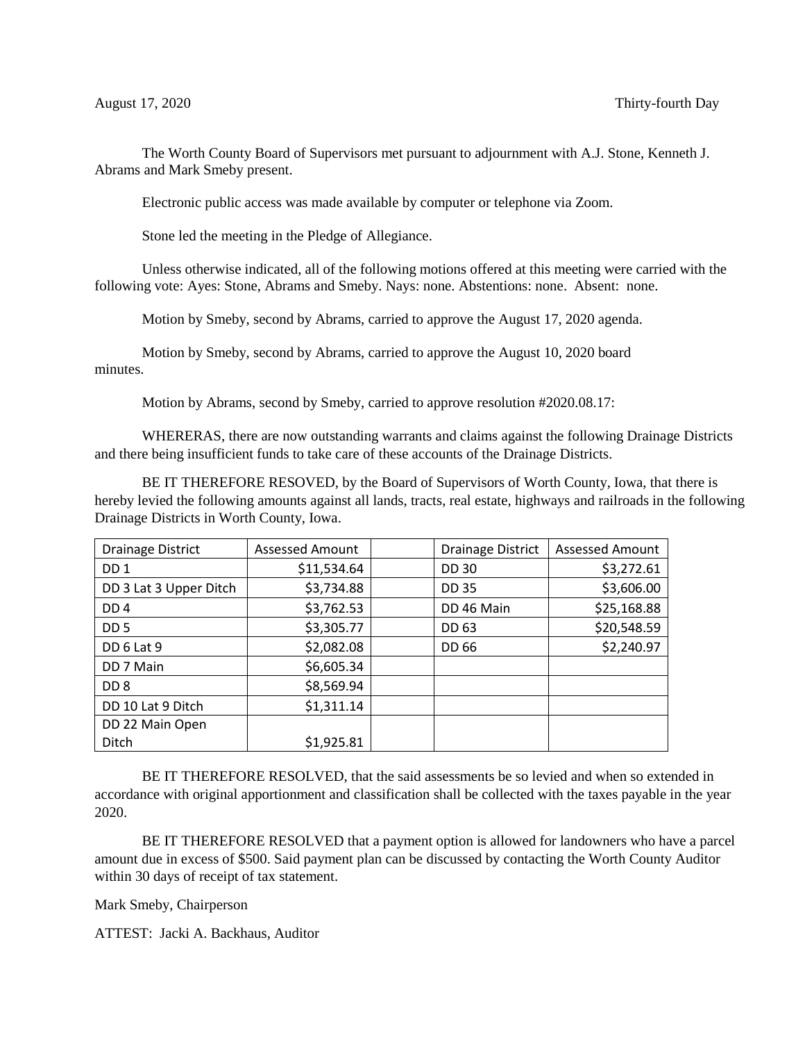August 17, 2020 Thirty-fourth Day

The Worth County Board of Supervisors met pursuant to adjournment with A.J. Stone, Kenneth J. Abrams and Mark Smeby present.

Electronic public access was made available by computer or telephone via Zoom.

Stone led the meeting in the Pledge of Allegiance.

Unless otherwise indicated, all of the following motions offered at this meeting were carried with the following vote: Ayes: Stone, Abrams and Smeby. Nays: none. Abstentions: none. Absent: none.

Motion by Smeby, second by Abrams, carried to approve the August 17, 2020 agenda.

Motion by Smeby, second by Abrams, carried to approve the August 10, 2020 board minutes.

Motion by Abrams, second by Smeby, carried to approve resolution #2020.08.17:

WHERERAS, there are now outstanding warrants and claims against the following Drainage Districts and there being insufficient funds to take care of these accounts of the Drainage Districts.

BE IT THEREFORE RESOVED, by the Board of Supervisors of Worth County, Iowa, that there is hereby levied the following amounts against all lands, tracts, real estate, highways and railroads in the following Drainage Districts in Worth County, Iowa.

| Drainage District | Assessed Amount | | Drainage District | Assessed Amount |
|---|---|---|---|---|
| DD 1 | $11,534.64 | | DD 30 | $3,272.61 |
| DD 3 Lat 3 Upper Ditch | $3,734.88 | | DD 35 | $3,606.00 |
| DD 4 | $3,762.53 | | DD 46 Main | $25,168.88 |
| DD 5 | $3,305.77 | | DD 63 | $20,548.59 |
| DD 6 Lat 9 | $2,082.08 | | DD 66 | $2,240.97 |
| DD 7 Main | $6,605.34 | | | |
| DD 8 | $8,569.94 | | | |
| DD 10 Lat 9 Ditch | $1,311.14 | | | |
| DD 22 Main Open Ditch | $1,925.81 | | | |

BE IT THEREFORE RESOLVED, that the said assessments be so levied and when so extended in accordance with original apportionment and classification shall be collected with the taxes payable in the year 2020.

BE IT THEREFORE RESOLVED that a payment option is allowed for landowners who have a parcel amount due in excess of $500. Said payment plan can be discussed by contacting the Worth County Auditor within 30 days of receipt of tax statement.

Mark Smeby, Chairperson

ATTEST: Jacki A. Backhaus, Auditor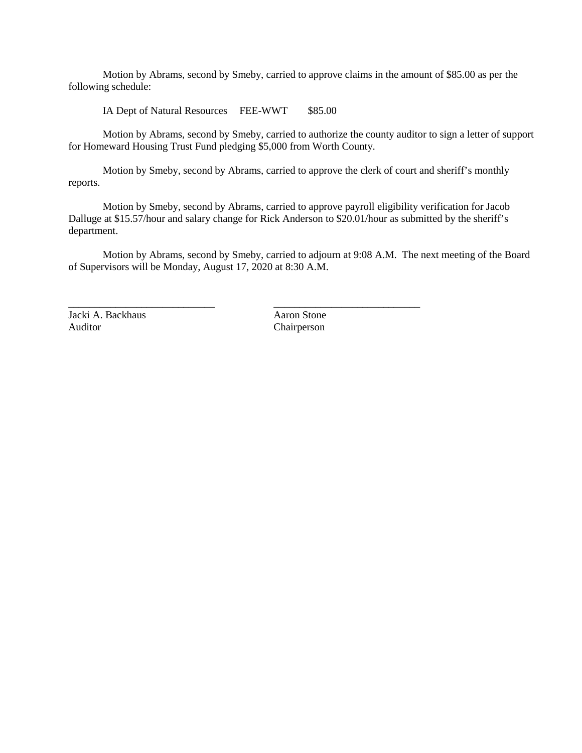Motion by Abrams, second by Smeby, carried to approve claims in the amount of $85.00 as per the following schedule:

IA Dept of Natural Resources FEE-WWT $85.00

Motion by Abrams, second by Smeby, carried to authorize the county auditor to sign a letter of support for Homeward Housing Trust Fund pledging $5,000 from Worth County.

Motion by Smeby, second by Abrams, carried to approve the clerk of court and sheriff's monthly reports.

Motion by Smeby, second by Abrams, carried to approve payroll eligibility verification for Jacob Dalluge at $15.57/hour and salary change for Rick Anderson to $20.01/hour as submitted by the sheriff's department.

Motion by Abrams, second by Smeby, carried to adjourn at 9:08 A.M. The next meeting of the Board of Supervisors will be Monday, August 17, 2020 at 8:30 A.M.

| | |
|---|---|
| ____________________________ | ____________________________ |
| Jacki A. Backhaus | Aaron Stone |
| Auditor | Chairperson |